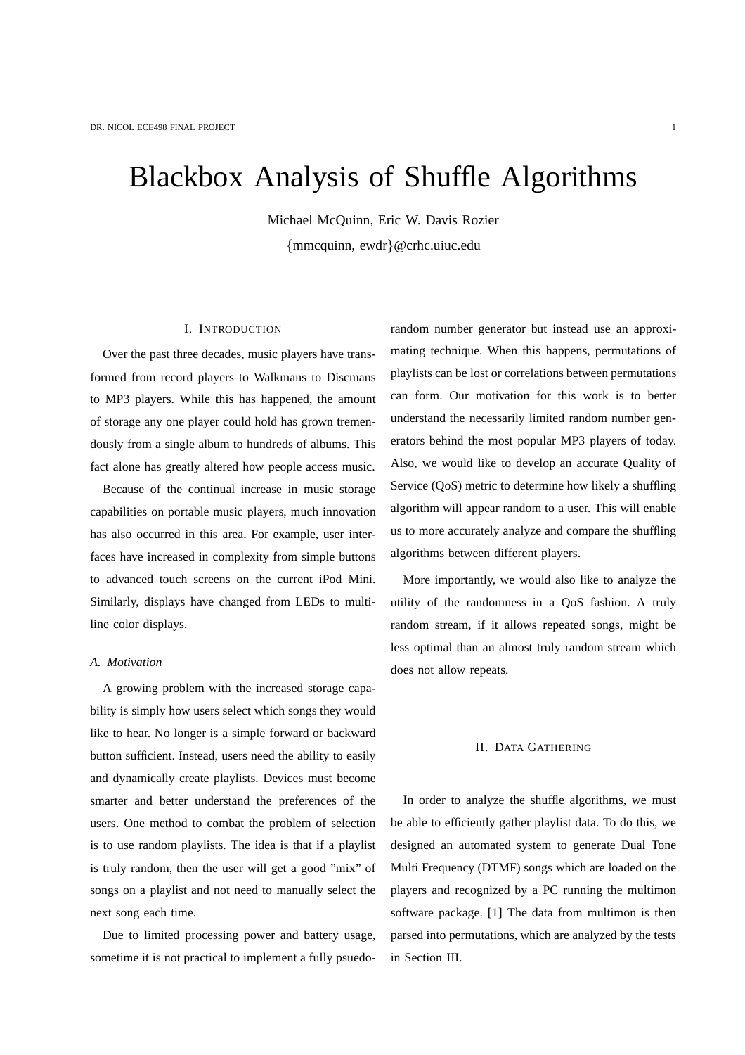# Blackbox Analysis of Shuffle Algorithms

Michael McQuinn, Eric W. Davis Rozier

{mmcquinn, ewdr}@crhc.uiuc.edu

## I. Introduction

Over the past three decades, music players have transformed from record players to Walkmans to Discmans to MP3 players. While this has happened, the amount of storage any one player could hold has grown tremendously from a single album to hundreds of albums. This fact alone has greatly altered how people access music.

Because of the continual increase in music storage capabilities on portable music players, much innovation has also occurred in this area. For example, user interfaces have increased in complexity from simple buttons to advanced touch screens on the current iPod Mini. Similarly, displays have changed from LEDs to multi-line color displays.

### A. Motivation

A growing problem with the increased storage capability is simply how users select which songs they would like to hear. No longer is a simple forward or backward button sufficient. Instead, users need the ability to easily and dynamically create playlists. Devices must become smarter and better understand the preferences of the users. One method to combat the problem of selection is to use random playlists. The idea is that if a playlist is truly random, then the user will get a good "mix" of songs on a playlist and not need to manually select the next song each time.

Due to limited processing power and battery usage, sometime it is not practical to implement a fully psuedo-random number generator but instead use an approximating technique. When this happens, permutations of playlists can be lost or correlations between permutations can form. Our motivation for this work is to better understand the necessarily limited random number generators behind the most popular MP3 players of today. Also, we would like to develop an accurate Quality of Service (QoS) metric to determine how likely a shuffling algorithm will appear random to a user. This will enable us to more accurately analyze and compare the shuffling algorithms between different players.

More importantly, we would also like to analyze the utility of the randomness in a QoS fashion. A truly random stream, if it allows repeated songs, might be less optimal than an almost truly random stream which does not allow repeats.

## II. Data Gathering

In order to analyze the shuffle algorithms, we must be able to efficiently gather playlist data. To do this, we designed an automated system to generate Dual Tone Multi Frequency (DTMF) songs which are loaded on the players and recognized by a PC running the multimon software package. [1] The data from multimon is then parsed into permutations, which are analyzed by the tests in Section III.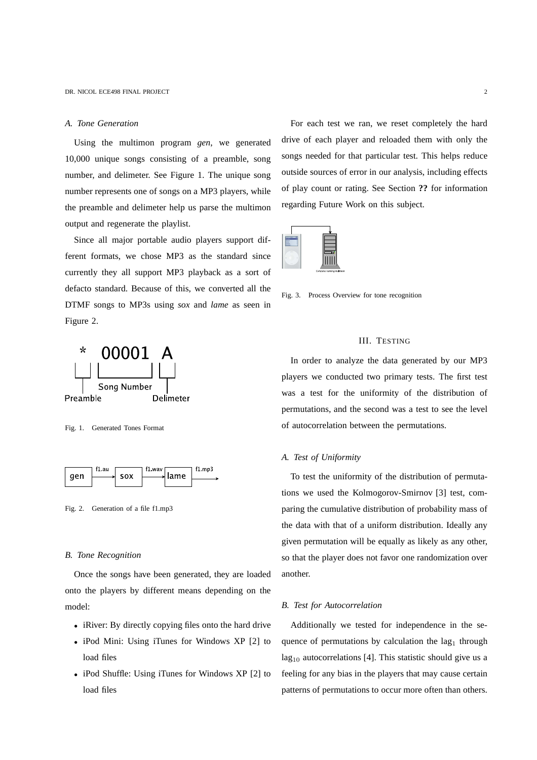### A. Tone Generation

Using the multimon program *gen*, we generated 10,000 unique songs consisting of a preamble, song number, and delimeter. See Figure 1. The unique song number represents one of songs on a MP3 players, while the preamble and delimeter help us parse the multimon output and regenerate the playlist.

Since all major portable audio players support different formats, we chose MP3 as the standard since currently they all support MP3 playback as a sort of defacto standard. Because of this, we converted all the DTMF songs to MP3s using *sox* and *lame* as seen in Figure 2.

Fig. 1. Generated Tones Format

Fig. 2. Generation of a file f1.mp3

### B. Tone Recognition

Once the songs have been generated, they are loaded onto the players by different means depending on the model:

- iRiver: By directly copying files onto the hard drive
- iPod Mini: Using iTunes for Windows XP [2] to load files
- iPod Shuffle: Using iTunes for Windows XP [2] to load files

For each test we ran, we reset completely the hard drive of each player and reloaded them with only the songs needed for that particular test. This helps reduce outside sources of error in our analysis, including effects of play count or rating. See Section **??** for information regarding Future Work on this subject.

Fig. 3. Process Overview for tone recognition

## III. Testing

In order to analyze the data generated by our MP3 players we conducted two primary tests. The first test was a test for the uniformity of the distribution of permutations, and the second was a test to see the level of autocorrelation between the permutations.

### A. Test of Uniformity

To test the uniformity of the distribution of permutations we used the Kolmogorov-Smirnov [3] test, comparing the cumulative distribution of probability mass of the data with that of a uniform distribution. Ideally any given permutation will be equally as likely as any other, so that the player does not favor one randomization over another.

### B. Test for Autocorrelation

Additionally we tested for independence in the sequence of permutations by calculation the $\text{lag}_1$ through $\text{lag}_{10}$ autocorrelations [4]. This statistic should give us a feeling for any bias in the players that may cause certain patterns of permutations to occur more often than others.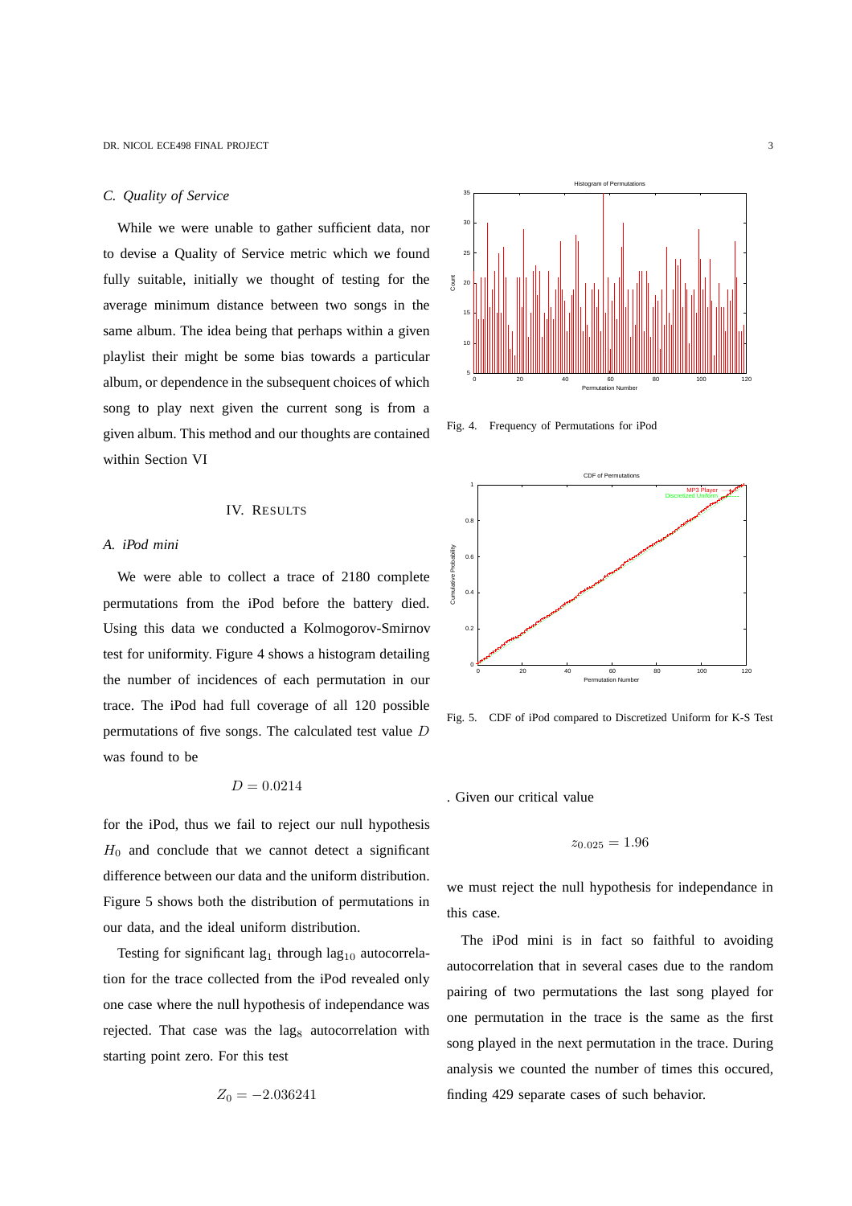### C. Quality of Service

While we were unable to gather sufficient data, nor to devise a Quality of Service metric which we found fully suitable, initially we thought of testing for the average minimum distance between two songs in the same album. The idea being that perhaps within a given playlist their might be some bias towards a particular album, or dependence in the subsequent choices of which song to play next given the current song is from a given album. This method and our thoughts are contained within Section VI

## IV. Results

### A. iPod mini

We were able to collect a trace of 2180 complete permutations from the iPod before the battery died. Using this data we conducted a Kolmogorov-Smirnov test for uniformity. Figure 4 shows a histogram detailing the number of incidences of each permutation in our trace. The iPod had full coverage of all 120 possible permutations of five songs. The calculated test value $D$ was found to be

$$D = 0.0214$$

for the iPod, thus we fail to reject our null hypothesis $H_0$ and conclude that we cannot detect a significant difference between our data and the uniform distribution. Figure 5 shows both the distribution of permutations in our data, and the ideal uniform distribution.

Testing for significant $\text{lag}_1$ through $\text{lag}_{10}$ autocorrelation for the trace collected from the iPod revealed only one case where the null hypothesis of independance was rejected. That case was the $\text{lag}_8$ autocorrelation with starting point zero. For this test

$$Z_0 = -2.036241$$

Fig. 4. Frequency of Permutations for iPod

Fig. 5. CDF of iPod compared to Discretized Uniform for K-S Test

. Given our critical value

$$z_{0.025} = 1.96$$

we must reject the null hypothesis for independance in this case.

The iPod mini is in fact so faithful to avoiding autocorrelation that in several cases due to the random pairing of two permutations the last song played for one permutation in the trace is the same as the first song played in the next permutation in the trace. During analysis we counted the number of times this occured, finding 429 separate cases of such behavior.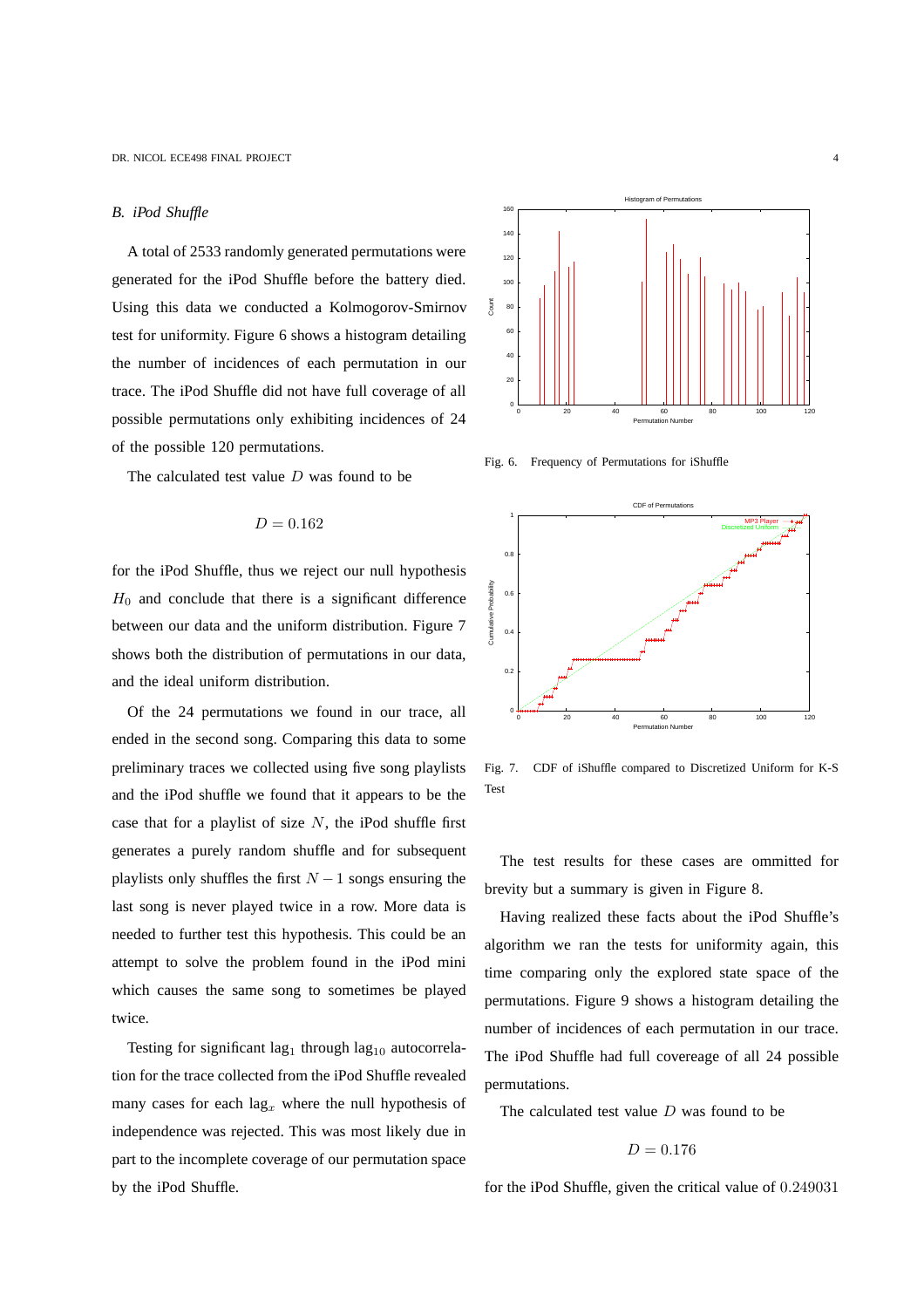### B. *iPod Shuffle*

A total of 2533 randomly generated permutations were generated for the iPod Shuffle before the battery died. Using this data we conducted a Kolmogorov-Smirnov test for uniformity. Figure 6 shows a histogram detailing the number of incidences of each permutation in our trace. The iPod Shuffle did not have full coverage of all possible permutations only exhibiting incidences of 24 of the possible 120 permutations.

The calculated test value $D$ was found to be

$$D = 0.162$$

for the iPod Shuffle, thus we reject our null hypothesis $H_0$ and conclude that there is a significant difference between our data and the uniform distribution. Figure 7 shows both the distribution of permutations in our data, and the ideal uniform distribution.

Of the 24 permutations we found in our trace, all ended in the second song. Comparing this data to some preliminary traces we collected using five song playlists and the iPod shuffle we found that it appears to be the case that for a playlist of size $N$, the iPod shuffle first generates a purely random shuffle and for subsequent playlists only shuffles the first $N-1$ songs ensuring the last song is never played twice in a row. More data is needed to further test this hypothesis. This could be an attempt to solve the problem found in the iPod mini which causes the same song to sometimes be played twice.

Testing for significant $\text{lag}_1$ through $\text{lag}_{10}$ autocorrelation for the trace collected from the iPod Shuffle revealed many cases for each $\text{lag}_x$ where the null hypothesis of independence was rejected. This was most likely due in part to the incomplete coverage of our permutation space by the iPod Shuffle.

Fig. 6. Frequency of Permutations for iShuffle

Fig. 7. CDF of iShuffle compared to Discretized Uniform for K-S Test

The test results for these cases are ommitted for brevity but a summary is given in Figure 8.

Having realized these facts about the iPod Shuffle's algorithm we ran the tests for uniformity again, this time comparing only the explored state space of the permutations. Figure 9 shows a histogram detailing the number of incidences of each permutation in our trace. The iPod Shuffle had full covereage of all 24 possible permutations.

The calculated test value $D$ was found to be

$$D = 0.176$$

for the iPod Shuffle, given the critical value of $0.249031$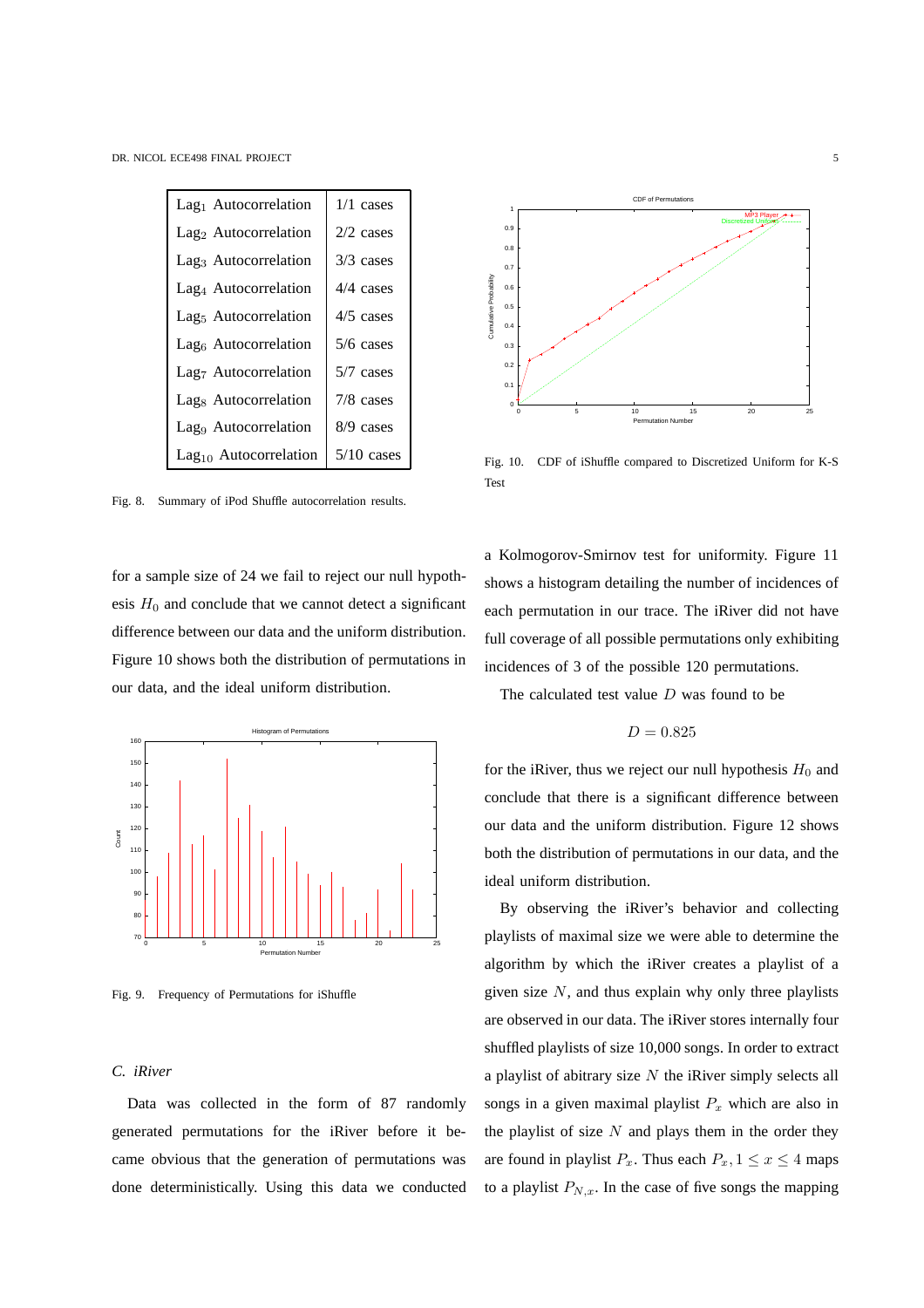| Lag$_1$ Autocorrelation | 1/1 cases |
|---|---|
| Lag$_2$ Autocorrelation | 2/2 cases |
| Lag$_3$ Autocorrelation | 3/3 cases |
| Lag$_4$ Autocorrelation | 4/4 cases |
| Lag$_5$ Autocorrelation | 4/5 cases |
| Lag$_6$ Autocorrelation | 5/6 cases |
| Lag$_7$ Autocorrelation | 5/7 cases |
| Lag$_8$ Autocorrelation | 7/8 cases |
| Lag$_9$ Autocorrelation | 8/9 cases |
| Lag$_{10}$ Autocorrelation | 5/10 cases |

Fig. 8. Summary of iPod Shuffle autocorrelation results.

for a sample size of 24 we fail to reject our null hypothesis $H_0$ and conclude that we cannot detect a significant difference between our data and the uniform distribution. Figure 10 shows both the distribution of permutations in our data, and the ideal uniform distribution.

Fig. 9. Frequency of Permutations for iShuffle

### C. iRiver

Data was collected in the form of 87 randomly generated permutations for the iRiver before it became obvious that the generation of permutations was done deterministically. Using this data we conducted a Kolmogorov-Smirnov test for uniformity. Figure 11 shows a histogram detailing the number of incidences of each permutation in our trace. The iRiver did not have full coverage of all possible permutations only exhibiting incidences of 3 of the possible 120 permutations.

Fig. 10. CDF of iShuffle compared to Discretized Uniform for K-S Test

The calculated test value $D$ was found to be

$$D = 0.825$$

for the iRiver, thus we reject our null hypothesis $H_0$ and conclude that there is a significant difference between our data and the uniform distribution. Figure 12 shows both the distribution of permutations in our data, and the ideal uniform distribution.

By observing the iRiver's behavior and collecting playlists of maximal size we were able to determine the algorithm by which the iRiver creates a playlist of a given size $N$, and thus explain why only three playlists are observed in our data. The iRiver stores internally four shuffled playlists of size 10,000 songs. In order to extract a playlist of abitrary size $N$ the iRiver simply selects all songs in a given maximal playlist $P_x$ which are also in the playlist of size $N$ and plays them in the order they are found in playlist $P_x$. Thus each $P_x, 1 \leq x \leq 4$ maps to a playlist $P_{N,x}$. In the case of five songs the mapping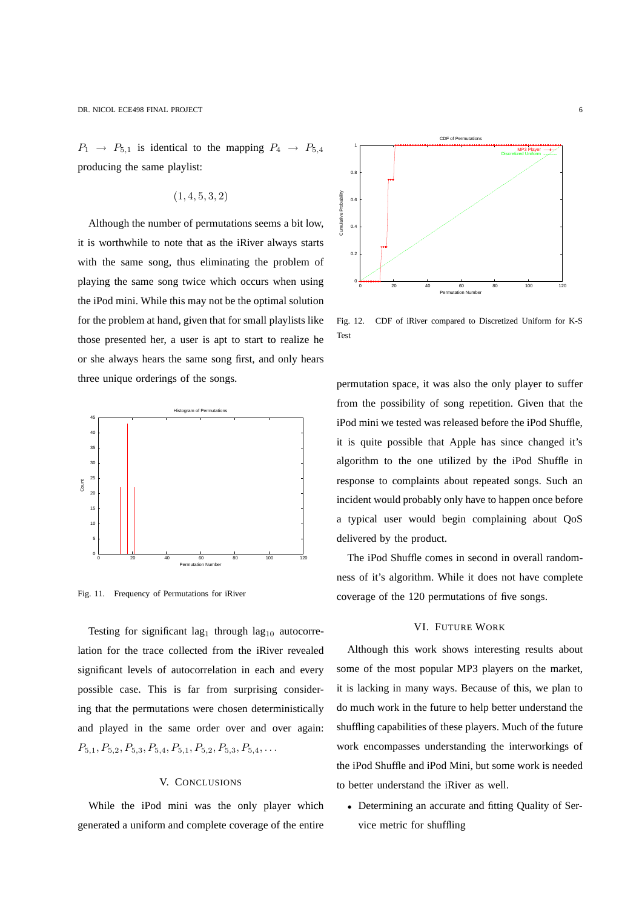$P_1 \rightarrow P_{5,1}$ is identical to the mapping $P_4 \rightarrow P_{5,4}$ producing the same playlist:

$$(1, 4, 5, 3, 2)$$

Although the number of permutations seems a bit low, it is worthwhile to note that as the iRiver always starts with the same song, thus eliminating the problem of playing the same song twice which occurs when using the iPod mini. While this may not be the optimal solution for the problem at hand, given that for small playlists like those presented her, a user is apt to start to realize he or she always hears the same song first, and only hears three unique orderings of the songs.

Fig. 11. Frequency of Permutations for iRiver

Testing for significant $\text{lag}_1$ through $\text{lag}_{10}$ autocorrelation for the trace collected from the iRiver revealed significant levels of autocorrelation in each and every possible case. This is far from surprising considering that the permutations were chosen deterministically and played in the same order over and over again: $P_{5,1}, P_{5,2}, P_{5,3}, P_{5,4}, P_{5,1}, P_{5,2}, P_{5,3}, P_{5,4}, \ldots$

## V. Conclusions

While the iPod mini was the only player which generated a uniform and complete coverage of the entire permutation space, it was also the only player to suffer from the possibility of song repetition. Given that the iPod mini we tested was released before the iPod Shuffle, it is quite possible that Apple has since changed it's algorithm to the one utilized by the iPod Shuffle in response to complaints about repeated songs. Such an incident would probably only have to happen once before a typical user would begin complaining about QoS delivered by the product.

The iPod Shuffle comes in second in overall randomness of it's algorithm. While it does not have complete coverage of the 120 permutations of five songs.

Fig. 12. CDF of iRiver compared to Discretized Uniform for K-S Test

## VI. Future Work

Although this work shows interesting results about some of the most popular MP3 players on the market, it is lacking in many ways. Because of this, we plan to do much work in the future to help better understand the shuffling capabilities of these players. Much of the future work encompasses understanding the interworkings of the iPod Shuffle and iPod Mini, but some work is needed to better understand the iRiver as well.

- Determining an accurate and fitting Quality of Service metric for shuffling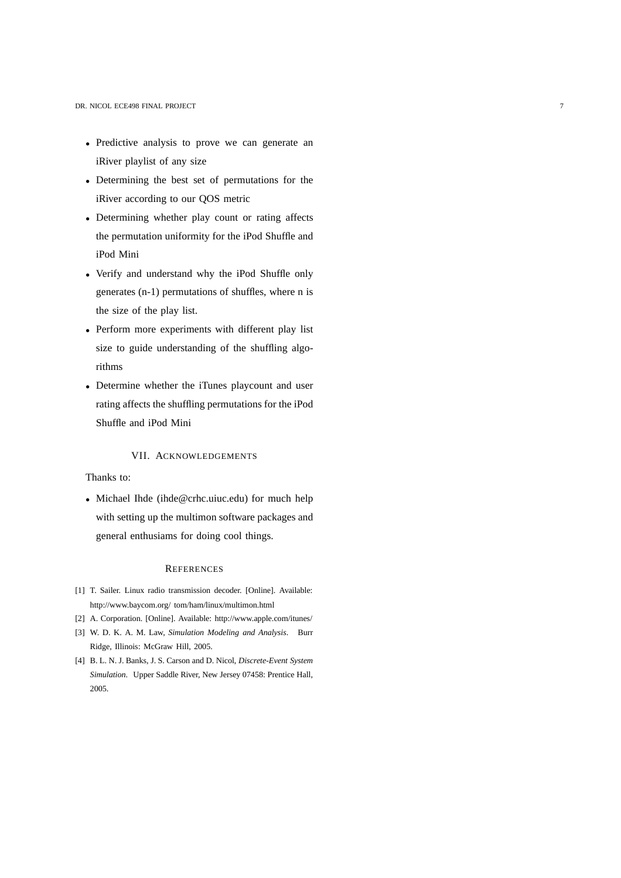- Predictive analysis to prove we can generate an iRiver playlist of any size
- Determining the best set of permutations for the iRiver according to our QOS metric
- Determining whether play count or rating affects the permutation uniformity for the iPod Shuffle and iPod Mini
- Verify and understand why the iPod Shuffle only generates (n-1) permutations of shuffles, where n is the size of the play list.
- Perform more experiments with different play list size to guide understanding of the shuffling algorithms
- Determine whether the iTunes playcount and user rating affects the shuffling permutations for the iPod Shuffle and iPod Mini

## VII. Acknowledgements

Thanks to:

- Michael Ihde (ihde@crhc.uiuc.edu) for much help with setting up the multimon software packages and general enthusiams for doing cool things.

## References

[1] T. Sailer. Linux radio transmission decoder. [Online]. Available: http://www.baycom.org/ tom/ham/linux/multimon.html

[2] A. Corporation. [Online]. Available: http://www.apple.com/itunes/

[3] W. D. K. A. M. Law, *Simulation Modeling and Analysis*. Burr Ridge, Illinois: McGraw Hill, 2005.

[4] B. L. N. J. Banks, J. S. Carson and D. Nicol, *Discrete-Event System Simulation*. Upper Saddle River, New Jersey 07458: Prentice Hall, 2005.